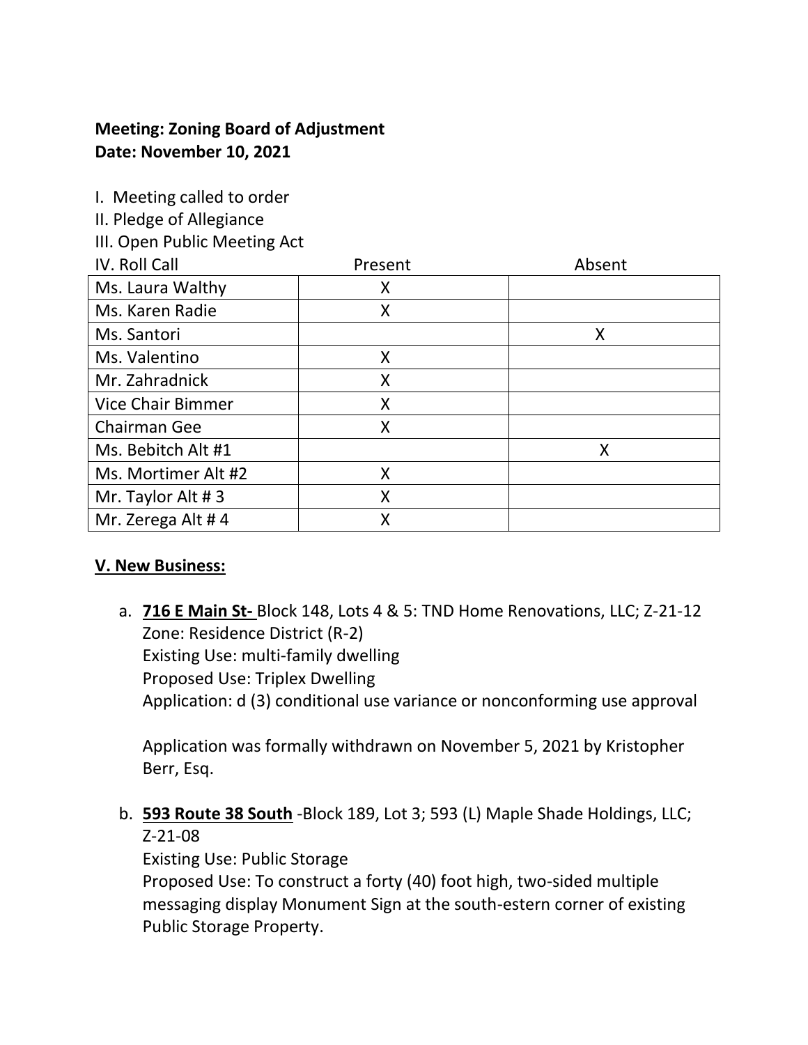**Meeting: Zoning Board of Adjustment**
**Date: November 10, 2021**

I. Meeting called to order
II. Pledge of Allegiance
III. Open Public Meeting Act

| IV. Roll Call | Present | Absent |
|---|---|---|
| Ms. Laura Walthy | X | |
| Ms. Karen Radie | X | |
| Ms. Santori | | X |
| Ms. Valentino | X | |
| Mr. Zahradnick | X | |
| Vice Chair Bimmer | X | |
| Chairman Gee | X | |
| Ms. Bebitch Alt #1 | | X |
| Ms. Mortimer Alt #2 | X | |
| Mr. Taylor Alt # 3 | X | |
| Mr. Zerega Alt # 4 | X | |

**V. New Business:**

a. **716 E Main St-** Block 148, Lots 4 & 5: TND Home Renovations, LLC; Z-21-12
   Zone: Residence District (R-2)
   Existing Use: multi-family dwelling
   Proposed Use: Triplex Dwelling
   Application: d (3) conditional use variance or nonconforming use approval

   Application was formally withdrawn on November 5, 2021 by Kristopher Berr, Esq.

b. **593 Route 38 South** -Block 189, Lot 3; 593 (L) Maple Shade Holdings, LLC; Z-21-08
   Existing Use: Public Storage
   Proposed Use: To construct a forty (40) foot high, two-sided multiple messaging display Monument Sign at the south-estern corner of existing Public Storage Property.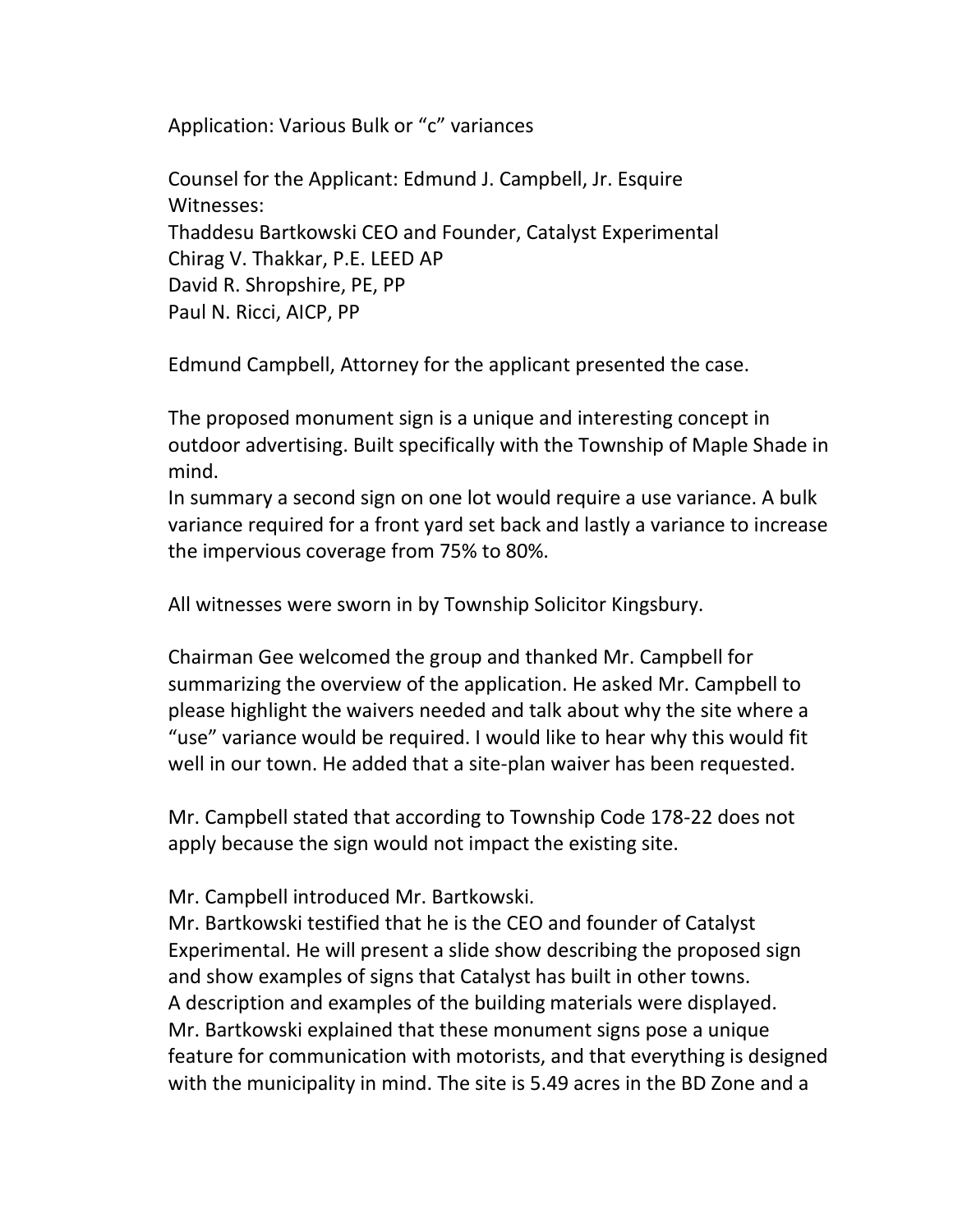Application: Various Bulk or "c" variances

Counsel for the Applicant: Edmund J. Campbell, Jr. Esquire
Witnesses:
Thaddesu Bartkowski CEO and Founder, Catalyst Experimental
Chirag V. Thakkar, P.E. LEED AP
David R. Shropshire, PE, PP
Paul N. Ricci, AICP, PP

Edmund Campbell, Attorney for the applicant presented the case.

The proposed monument sign is a unique and interesting concept in outdoor advertising. Built specifically with the Township of Maple Shade in mind.
In summary a second sign on one lot would require a use variance. A bulk variance required for a front yard set back and lastly a variance to increase the impervious coverage from 75% to 80%.

All witnesses were sworn in by Township Solicitor Kingsbury.

Chairman Gee welcomed the group and thanked Mr. Campbell for summarizing the overview of the application. He asked Mr. Campbell to please highlight the waivers needed and talk about why the site where a "use" variance would be required. I would like to hear why this would fit well in our town. He added that a site-plan waiver has been requested.

Mr. Campbell stated that according to Township Code 178-22 does not apply because the sign would not impact the existing site.

Mr. Campbell introduced Mr. Bartkowski.
Mr. Bartkowski testified that he is the CEO and founder of Catalyst Experimental. He will present a slide show describing the proposed sign and show examples of signs that Catalyst has built in other towns.
A description and examples of the building materials were displayed.
Mr. Bartkowski explained that these monument signs pose a unique feature for communication with motorists, and that everything is designed with the municipality in mind. The site is 5.49 acres in the BD Zone and a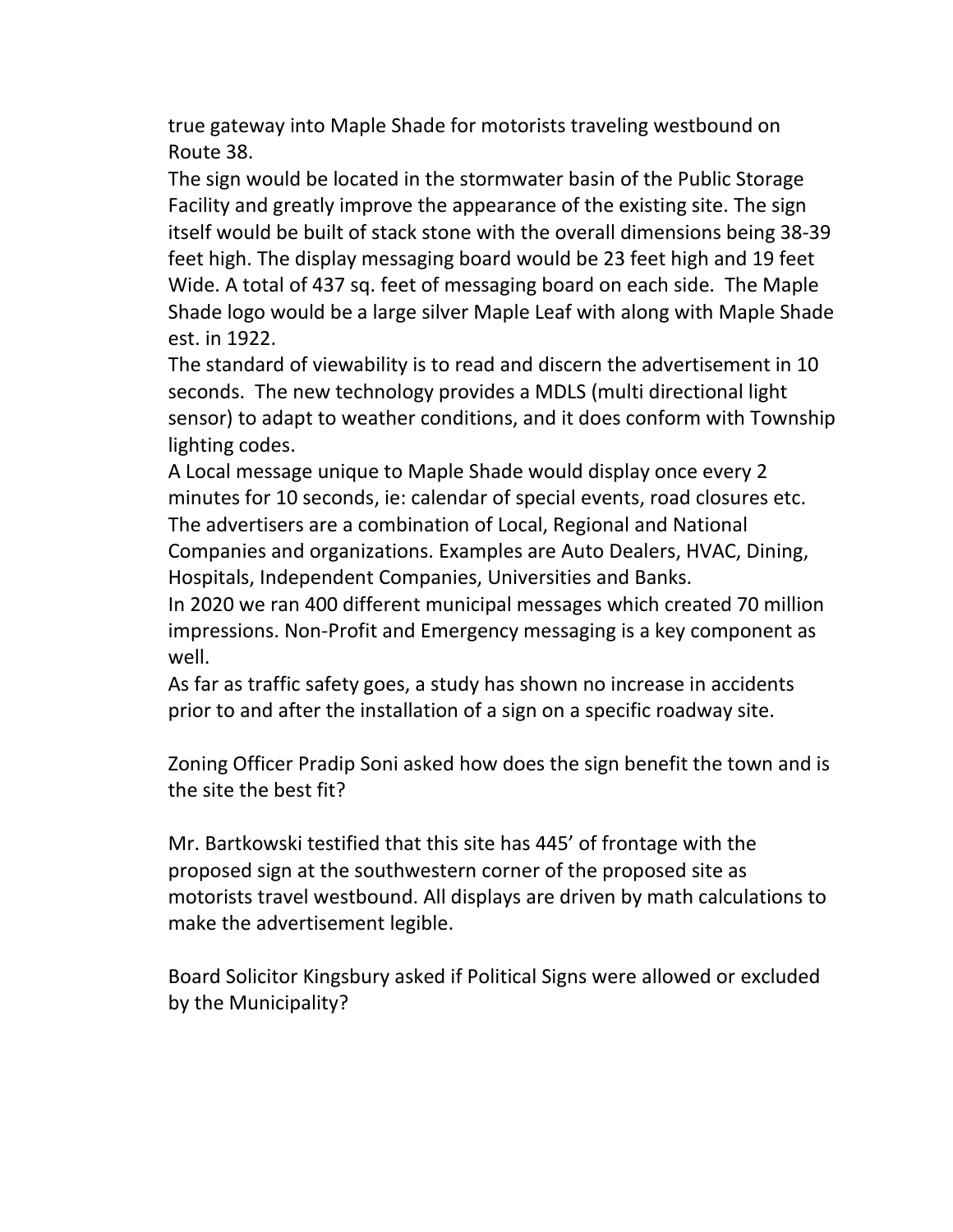true gateway into Maple Shade for motorists traveling westbound on Route 38.

The sign would be located in the stormwater basin of the Public Storage Facility and greatly improve the appearance of the existing site. The sign itself would be built of stack stone with the overall dimensions being 38-39 feet high. The display messaging board would be 23 feet high and 19 feet Wide. A total of 437 sq. feet of messaging board on each side. The Maple Shade logo would be a large silver Maple Leaf with along with Maple Shade est. in 1922.

The standard of viewability is to read and discern the advertisement in 10 seconds. The new technology provides a MDLS (multi directional light sensor) to adapt to weather conditions, and it does conform with Township lighting codes.

A Local message unique to Maple Shade would display once every 2 minutes for 10 seconds, ie: calendar of special events, road closures etc. The advertisers are a combination of Local, Regional and National Companies and organizations. Examples are Auto Dealers, HVAC, Dining, Hospitals, Independent Companies, Universities and Banks.

In 2020 we ran 400 different municipal messages which created 70 million impressions. Non-Profit and Emergency messaging is a key component as well.

As far as traffic safety goes, a study has shown no increase in accidents prior to and after the installation of a sign on a specific roadway site.

Zoning Officer Pradip Soni asked how does the sign benefit the town and is the site the best fit?

Mr. Bartkowski testified that this site has 445' of frontage with the proposed sign at the southwestern corner of the proposed site as motorists travel westbound. All displays are driven by math calculations to make the advertisement legible.

Board Solicitor Kingsbury asked if Political Signs were allowed or excluded by the Municipality?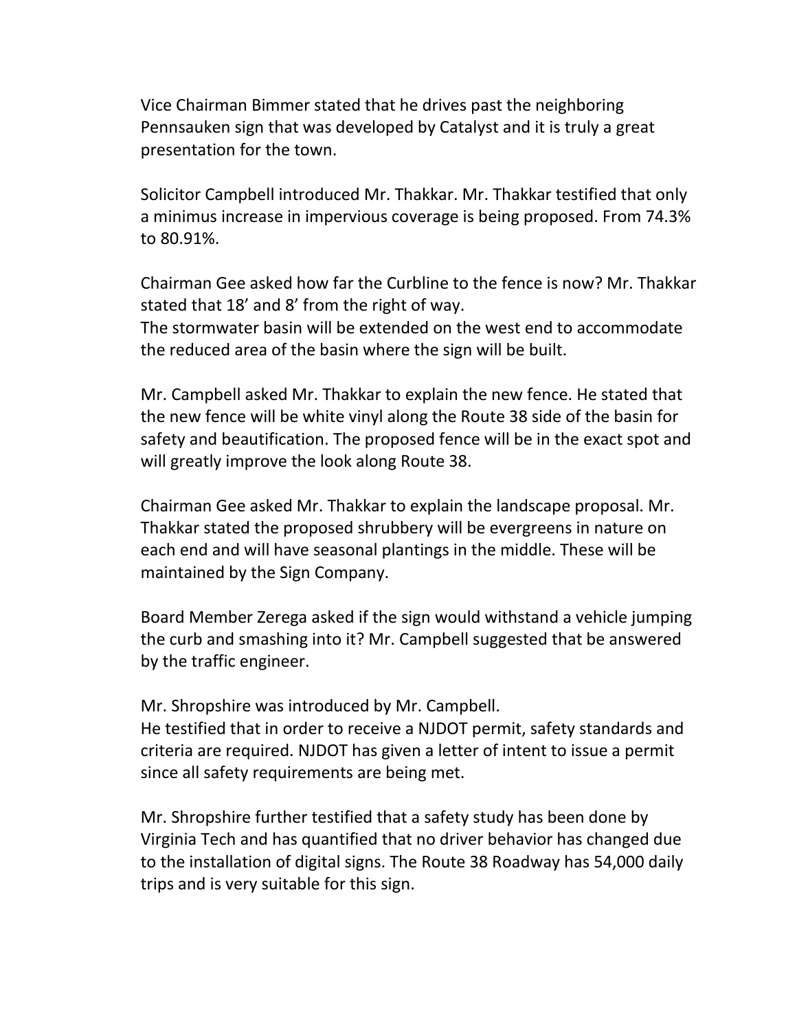Vice Chairman Bimmer stated that he drives past the neighboring Pennsauken sign that was developed by Catalyst and it is truly a great presentation for the town.

Solicitor Campbell introduced Mr. Thakkar. Mr. Thakkar testified that only a minimus increase in impervious coverage is being proposed. From 74.3% to 80.91%.

Chairman Gee asked how far the Curbline to the fence is now? Mr. Thakkar stated that 18' and 8' from the right of way.
The stormwater basin will be extended on the west end to accommodate the reduced area of the basin where the sign will be built.

Mr. Campbell asked Mr. Thakkar to explain the new fence. He stated that the new fence will be white vinyl along the Route 38 side of the basin for safety and beautification. The proposed fence will be in the exact spot and will greatly improve the look along Route 38.

Chairman Gee asked Mr. Thakkar to explain the landscape proposal. Mr. Thakkar stated the proposed shrubbery will be evergreens in nature on each end and will have seasonal plantings in the middle. These will be maintained by the Sign Company.

Board Member Zerega asked if the sign would withstand a vehicle jumping the curb and smashing into it? Mr. Campbell suggested that be answered by the traffic engineer.

Mr. Shropshire was introduced by Mr. Campbell.
He testified that in order to receive a NJDOT permit, safety standards and criteria are required. NJDOT has given a letter of intent to issue a permit since all safety requirements are being met.

Mr. Shropshire further testified that a safety study has been done by Virginia Tech and has quantified that no driver behavior has changed due to the installation of digital signs. The Route 38 Roadway has 54,000 daily trips and is very suitable for this sign.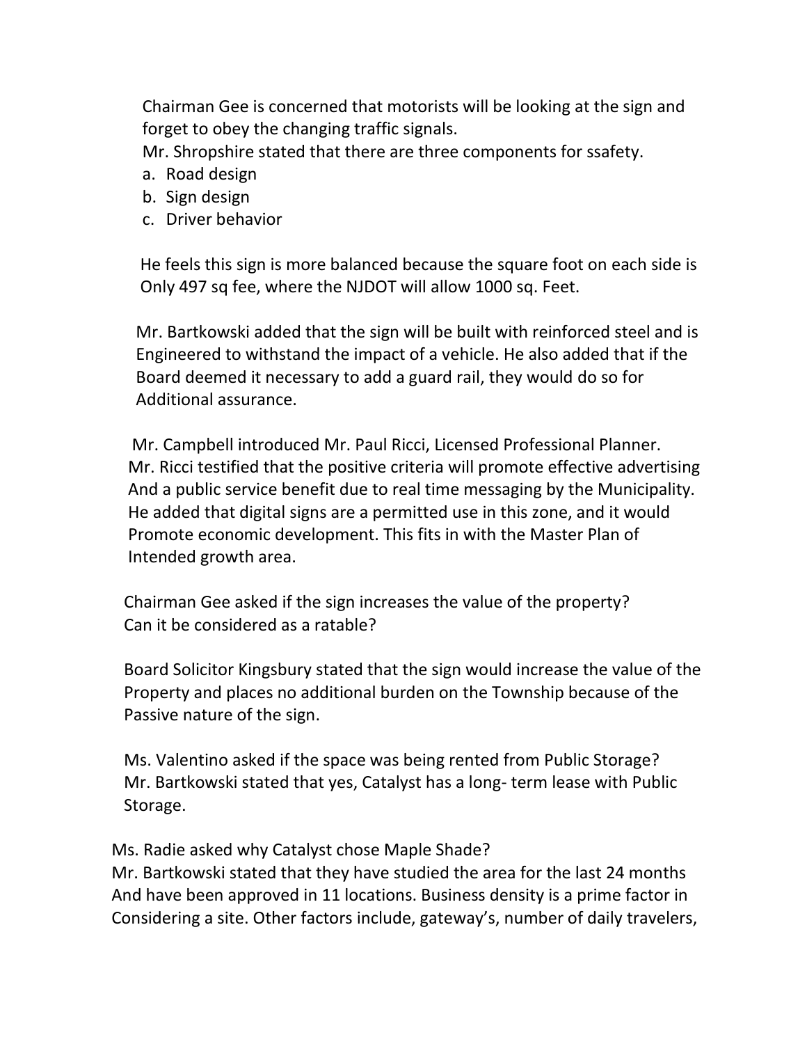Chairman Gee is concerned that motorists will be looking at the sign and forget to obey the changing traffic signals.
Mr. Shropshire stated that there are three components for ssafety.

a. Road design
b. Sign design
c. Driver behavior

He feels this sign is more balanced because the square foot on each side is Only 497 sq fee, where the NJDOT will allow 1000 sq. Feet.

Mr. Bartkowski added that the sign will be built with reinforced steel and is Engineered to withstand the impact of a vehicle. He also added that if the Board deemed it necessary to add a guard rail, they would do so for Additional assurance.

Mr. Campbell introduced Mr. Paul Ricci, Licensed Professional Planner. Mr. Ricci testified that the positive criteria will promote effective advertising And a public service benefit due to real time messaging by the Municipality. He added that digital signs are a permitted use in this zone, and it would Promote economic development. This fits in with the Master Plan of Intended growth area.

Chairman Gee asked if the sign increases the value of the property? Can it be considered as a ratable?

Board Solicitor Kingsbury stated that the sign would increase the value of the Property and places no additional burden on the Township because of the Passive nature of the sign.

Ms. Valentino asked if the space was being rented from Public Storage? Mr. Bartkowski stated that yes, Catalyst has a long- term lease with Public Storage.

Ms. Radie asked why Catalyst chose Maple Shade?
Mr. Bartkowski stated that they have studied the area for the last 24 months And have been approved in 11 locations. Business density is a prime factor in Considering a site. Other factors include, gateway's, number of daily travelers,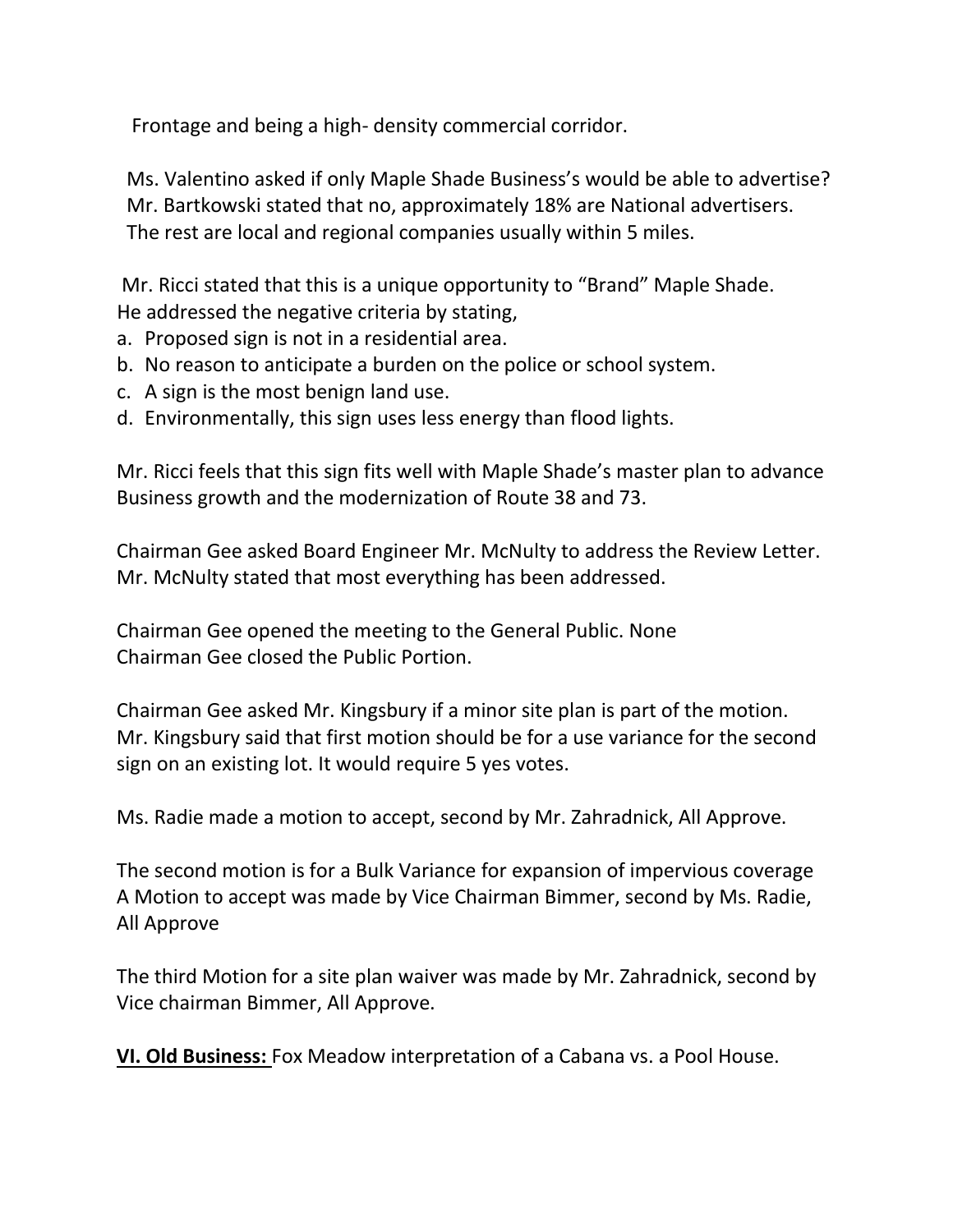Frontage and being a high- density commercial corridor.

Ms. Valentino asked if only Maple Shade Business's would be able to advertise? Mr. Bartkowski stated that no, approximately 18% are National advertisers. The rest are local and regional companies usually within 5 miles.

Mr. Ricci stated that this is a unique opportunity to "Brand" Maple Shade. He addressed the negative criteria by stating,

a. Proposed sign is not in a residential area.
b. No reason to anticipate a burden on the police or school system.
c. A sign is the most benign land use.
d. Environmentally, this sign uses less energy than flood lights.

Mr. Ricci feels that this sign fits well with Maple Shade's master plan to advance Business growth and the modernization of Route 38 and 73.

Chairman Gee asked Board Engineer Mr. McNulty to address the Review Letter. Mr. McNulty stated that most everything has been addressed.

Chairman Gee opened the meeting to the General Public. None
Chairman Gee closed the Public Portion.

Chairman Gee asked Mr. Kingsbury if a minor site plan is part of the motion. Mr. Kingsbury said that first motion should be for a use variance for the second sign on an existing lot. It would require 5 yes votes.

Ms. Radie made a motion to accept, second by Mr. Zahradnick, All Approve.

The second motion is for a Bulk Variance for expansion of impervious coverage A Motion to accept was made by Vice Chairman Bimmer, second by Ms. Radie, All Approve

The third Motion for a site plan waiver was made by Mr. Zahradnick, second by Vice chairman Bimmer, All Approve.

**VI. Old Business:** Fox Meadow interpretation of a Cabana vs. a Pool House.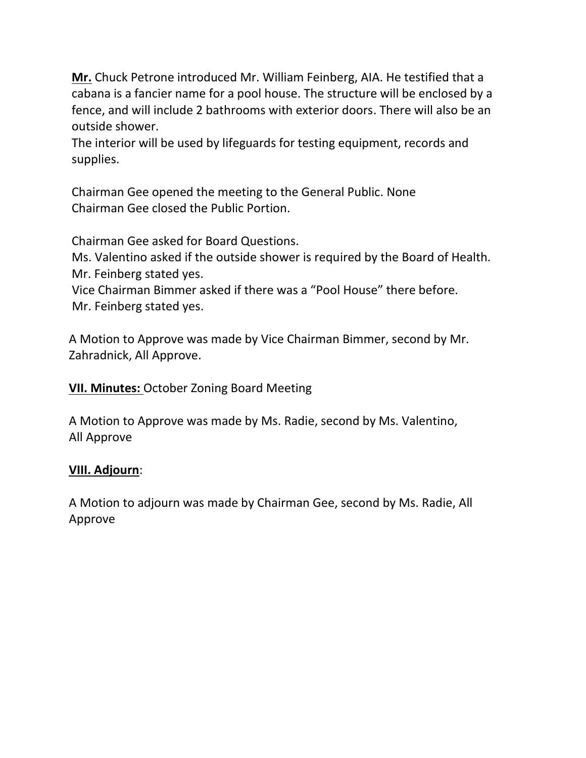**Mr.** Chuck Petrone introduced Mr. William Feinberg, AIA. He testified that a cabana is a fancier name for a pool house. The structure will be enclosed by a fence, and will include 2 bathrooms with exterior doors. There will also be an outside shower.
The interior will be used by lifeguards for testing equipment, records and supplies.

Chairman Gee opened the meeting to the General Public. None
Chairman Gee closed the Public Portion.

Chairman Gee asked for Board Questions.
Ms. Valentino asked if the outside shower is required by the Board of Health.
Mr. Feinberg stated yes.
Vice Chairman Bimmer asked if there was a "Pool House" there before.
Mr. Feinberg stated yes.

A Motion to Approve was made by Vice Chairman Bimmer, second by Mr. Zahradnick, All Approve.

**VII. Minutes:** October Zoning Board Meeting

A Motion to Approve was made by Ms. Radie, second by Ms. Valentino, All Approve

**VIII. Adjourn**:

A Motion to adjourn was made by Chairman Gee, second by Ms. Radie, All Approve